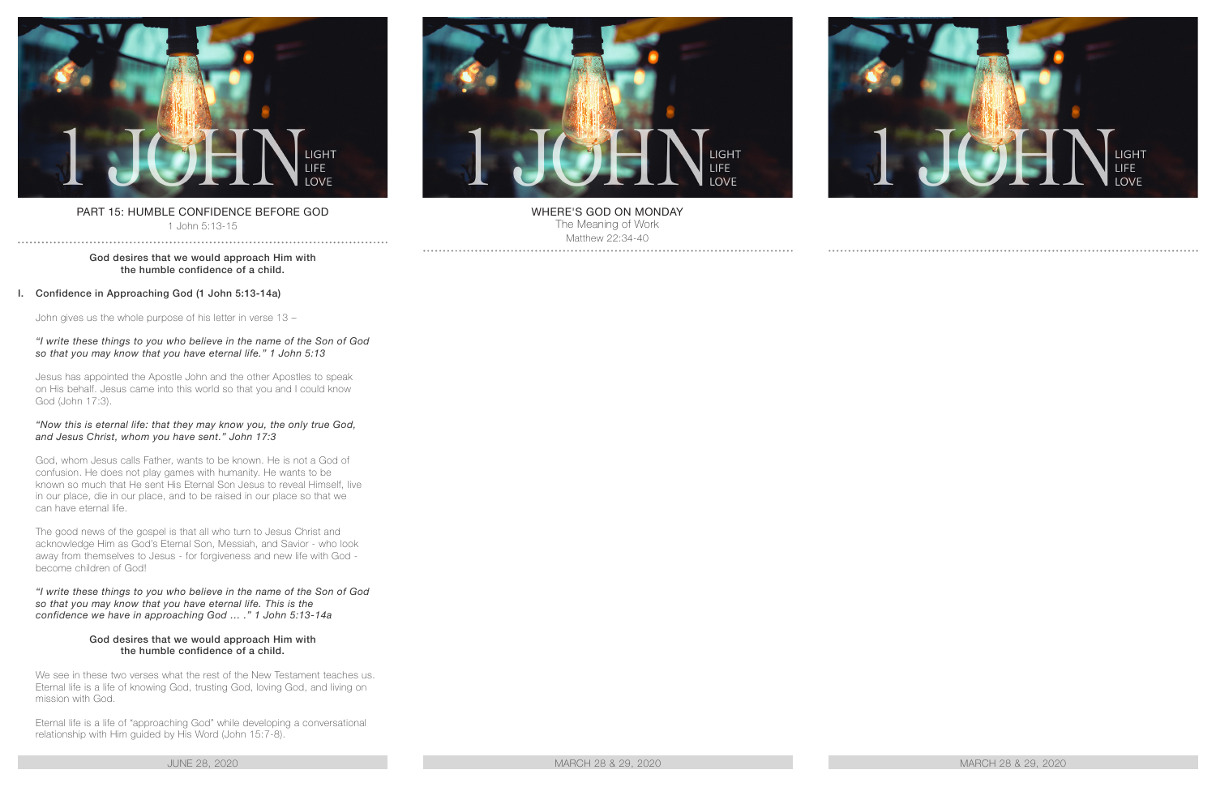# 1 JOHN

LIGHT
LIFE
LOVE

## PART 15: HUMBLE CONFIDENCE BEFORE GOD

1 John 5:13-15

**God desires that we would approach Him with the humble confidence of a child.**

### I. Confidence in Approaching God (1 John 5:13-14a)

John gives us the whole purpose of his letter in verse 13 –

*"I write these things to you who believe in the name of the Son of God so that you may know that you have eternal life." 1 John 5:13*

Jesus has appointed the Apostle John and the other Apostles to speak on His behalf. Jesus came into this world so that you and I could know God (John 17:3).

*"Now this is eternal life: that they may know you, the only true God, and Jesus Christ, whom you have sent." John 17:3*

God, whom Jesus calls Father, wants to be known. He is not a God of confusion. He does not play games with humanity. He wants to be known so much that He sent His Eternal Son Jesus to reveal Himself, live in our place, die in our place, and to be raised in our place so that we can have eternal life.

The good news of the gospel is that all who turn to Jesus Christ and acknowledge Him as God's Eternal Son, Messiah, and Savior - who look away from themselves to Jesus - for forgiveness and new life with God - become children of God!

*"I write these things to you who believe in the name of the Son of God so that you may know that you have eternal life. This is the confidence we have in approaching God … ." 1 John 5:13-14a*

**God desires that we would approach Him with the humble confidence of a child.**

We see in these two verses what the rest of the New Testament teaches us. Eternal life is a life of knowing God, trusting God, loving God, and living on mission with God.

Eternal life is a life of "approaching God" while developing a conversational relationship with Him guided by His Word (John 15:7-8).

JUNE 28, 2020

# 1 JOHN

LIGHT
LIFE
LOVE

## WHERE'S GOD ON MONDAY

The Meaning of Work

Matthew 22:34-40

MARCH 28 & 29, 2020

# 1 JOHN

LIGHT
LIFE
LOVE

MARCH 28 & 29, 2020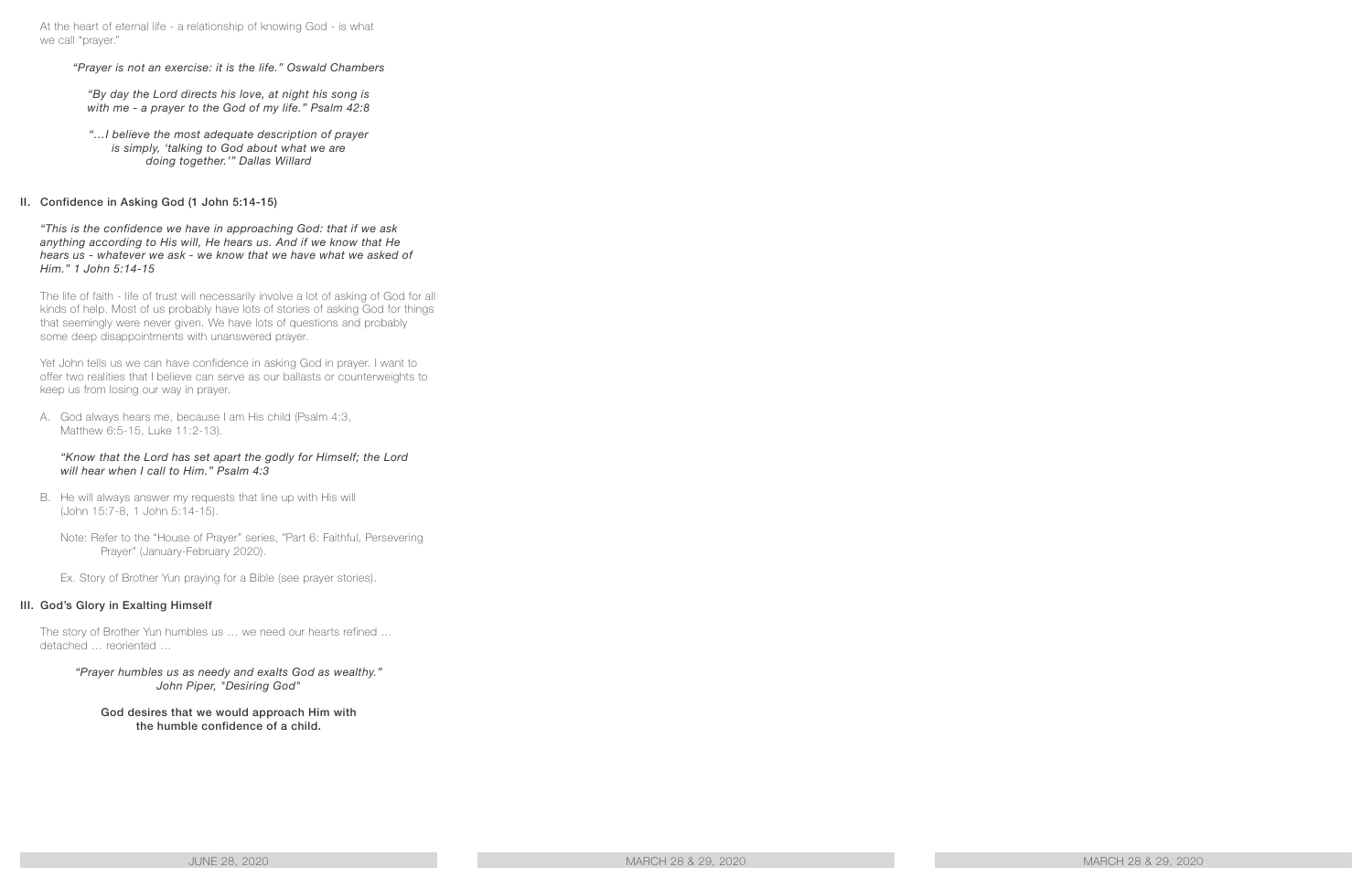At the heart of eternal life - a relationship of knowing God - is what we call "prayer."

> *"Prayer is not an exercise: it is the life." Oswald Chambers*

> *"By day the Lord directs his love, at night his song is with me - a prayer to the God of my life." Psalm 42:8*

> *"…I believe the most adequate description of prayer is simply, 'talking to God about what we are doing together.'" Dallas Willard*

## II. Confidence in Asking God (1 John 5:14-15)

*"This is the confidence we have in approaching God: that if we ask anything according to His will, He hears us. And if we know that He hears us - whatever we ask - we know that we have what we asked of Him." 1 John 5:14-15*

The life of faith - life of trust will necessarily involve a lot of asking of God for all kinds of help. Most of us probably have lots of stories of asking God for things that seemingly were never given. We have lots of questions and probably some deep disappointments with unanswered prayer.

Yet John tells us we can have confidence in asking God in prayer. I want to offer two realities that I believe can serve as our ballasts or counterweights to keep us from losing our way in prayer.

A. God always hears me, because I am His child (Psalm 4:3, Matthew 6:5-15, Luke 11:2-13).

   *"Know that the Lord has set apart the godly for Himself; the Lord will hear when I call to Him." Psalm 4:3*

B. He will always answer my requests that line up with His will (John 15:7-8, 1 John 5:14-15).

   Note: Refer to the "House of Prayer" series, "Part 6: Faithful, Persevering Prayer" (January-February 2020).

   Ex. Story of Brother Yun praying for a Bible (see prayer stories).

## III. God's Glory in Exalting Himself

The story of Brother Yun humbles us … we need our hearts refined … detached … reoriented …

> *"Prayer humbles us as needy and exalts God as wealthy." John Piper, "Desiring God"*

**God desires that we would approach Him with the humble confidence of a child.**